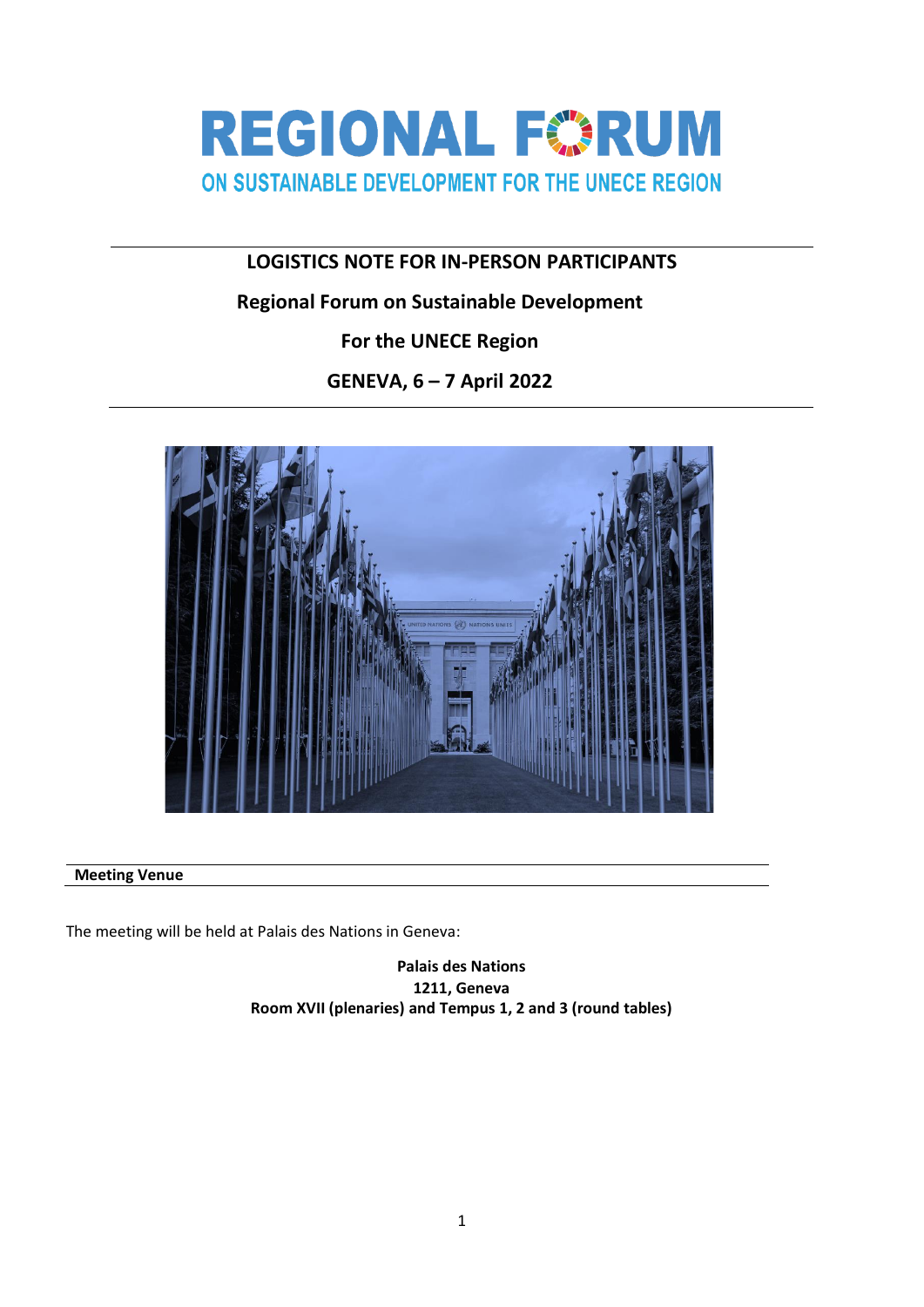# REGIONAL FORUM

## ON SUSTAINABLE DEVELOPMENT FOR THE UNECE REGION

---

**LOGISTICS NOTE FOR IN-PERSON PARTICIPANTS**

**Regional Forum on Sustainable Development**

**For the UNECE Region**

**GENEVA, 6 – 7 April 2022**

---

## Meeting Venue

The meeting will be held at Palais des Nations in Geneva:

**Palais des Nations**
**1211, Geneva**
**Room XVII (plenaries) and Tempus 1, 2 and 3 (round tables)**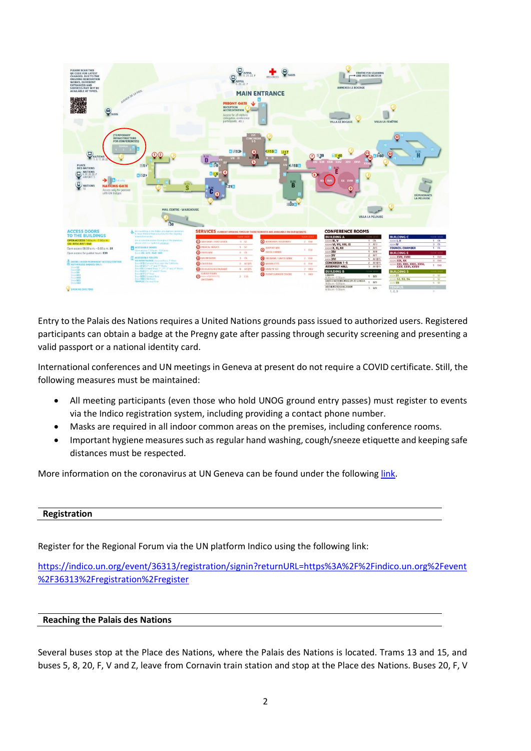Entry to the Palais des Nations requires a United Nations grounds pass issued to authorized users. Registered participants can obtain a badge at the Pregny gate after passing through security screening and presenting a valid passport or a national identity card.

International conferences and UN meetings in Geneva at present do not require a COVID certificate. Still, the following measures must be maintained:

- All meeting participants (even those who hold UNOG ground entry passes) must register to events via the Indico registration system, including providing a contact phone number.
- Masks are required in all indoor common areas on the premises, including conference rooms.
- Important hygiene measures such as regular hand washing, cough/sneeze etiquette and keeping safe distances must be respected.

More information on the coronavirus at UN Geneva can be found under the following link.

## Registration

Register for the Regional Forum via the UN platform Indico using the following link:

https://indico.un.org/event/36313/registration/signin?returnURL=https%3A%2F%2Findico.un.org%2Fevent%2F36313%2Fregistration%2Fregister

## Reaching the Palais des Nations

Several buses stop at the Place des Nations, where the Palais des Nations is located. Trams 13 and 15, and buses 5, 8, 20, F, V and Z, leave from Cornavin train station and stop at the Place des Nations. Buses 20, F, V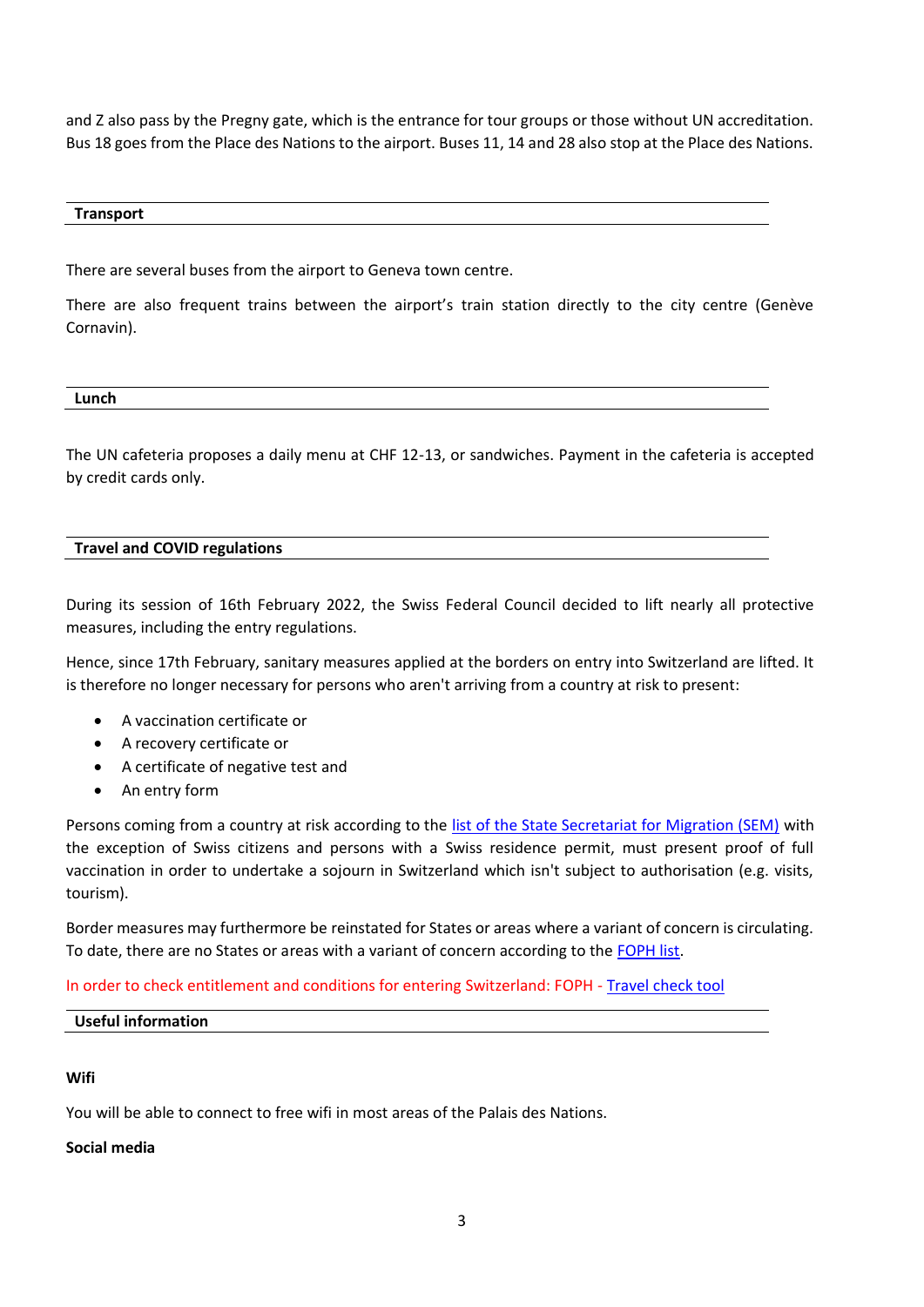and Z also pass by the Pregny gate, which is the entrance for tour groups or those without UN accreditation. Bus 18 goes from the Place des Nations to the airport. Buses 11, 14 and 28 also stop at the Place des Nations.

## Transport

There are several buses from the airport to Geneva town centre.

There are also frequent trains between the airport's train station directly to the city centre (Genève Cornavin).

## Lunch

The UN cafeteria proposes a daily menu at CHF 12-13, or sandwiches. Payment in the cafeteria is accepted by credit cards only.

## Travel and COVID regulations

During its session of 16th February 2022, the Swiss Federal Council decided to lift nearly all protective measures, including the entry regulations.

Hence, since 17th February, sanitary measures applied at the borders on entry into Switzerland are lifted. It is therefore no longer necessary for persons who aren't arriving from a country at risk to present:

- A vaccination certificate or
- A recovery certificate or
- A certificate of negative test and
- An entry form

Persons coming from a country at risk according to the [list of the State Secretariat for Migration (SEM)]() with the exception of Swiss citizens and persons with a Swiss residence permit, must present proof of full vaccination in order to undertake a sojourn in Switzerland which isn't subject to authorisation (e.g. visits, tourism).

Border measures may furthermore be reinstated for States or areas where a variant of concern is circulating. To date, there are no States or areas with a variant of concern according to the [FOPH list]().

In order to check entitlement and conditions for entering Switzerland: FOPH - [Travel check tool]()

## Useful information

**Wifi**

You will be able to connect to free wifi in most areas of the Palais des Nations.

**Social media**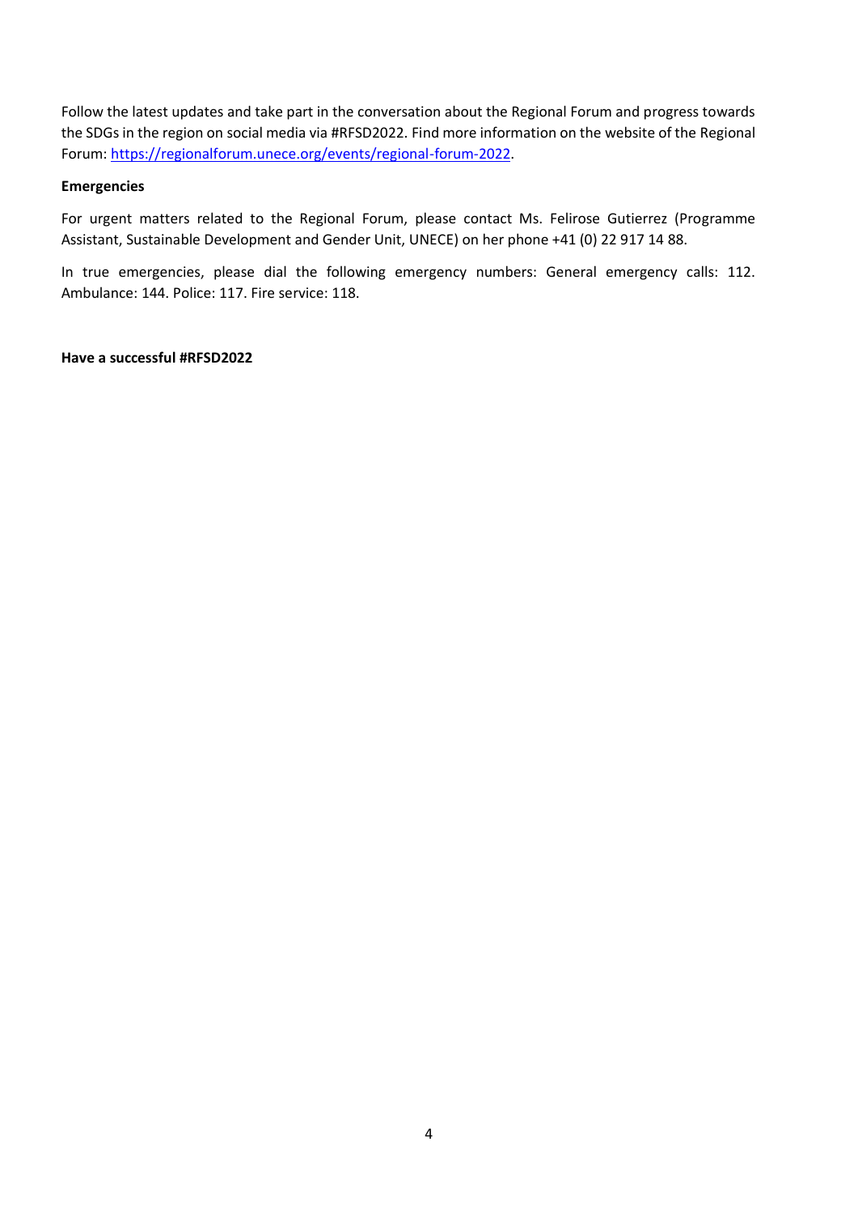Follow the latest updates and take part in the conversation about the Regional Forum and progress towards the SDGs in the region on social media via #RFSD2022. Find more information on the website of the Regional Forum: [https://regionalforum.unece.org/events/regional-forum-2022](https://regionalforum.unece.org/events/regional-forum-2022).

**Emergencies**

For urgent matters related to the Regional Forum, please contact Ms. Felirose Gutierrez (Programme Assistant, Sustainable Development and Gender Unit, UNECE) on her phone +41 (0) 22 917 14 88.

In true emergencies, please dial the following emergency numbers: General emergency calls: 112. Ambulance: 144. Police: 117. Fire service: 118.

**Have a successful #RFSD2022**